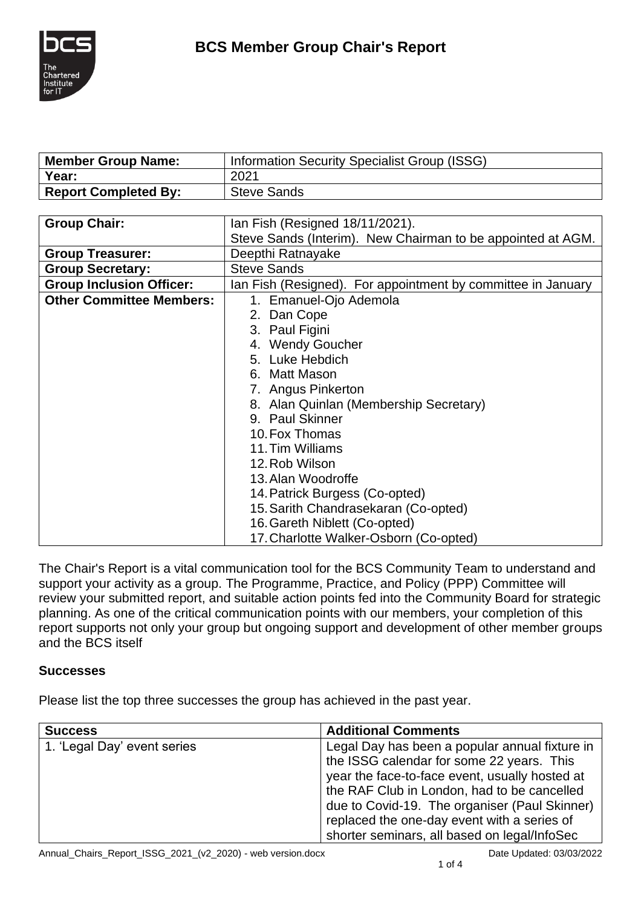# BCS Member Group Chair's Report

| Member Group Name: | Information Security Specialist Group (ISSG) |
|---|---|
| Year: | 2021 |
| Report Completed By: | Steve Sands |

| Group Chair: | Ian Fish (Resigned 18/11/2021).<br>Steve Sands (Interim). New Chairman to be appointed at AGM. |
|---|---|
| Group Treasurer: | Deepthi Ratnayake |
| Group Secretary: | Steve Sands |
| Group Inclusion Officer: | Ian Fish (Resigned). For appointment by committee in January |
| Other Committee Members: | 1. Emanuel-Ojo Ademola<br>2. Dan Cope<br>3. Paul Figini<br>4. Wendy Goucher<br>5. Luke Hebdich<br>6. Matt Mason<br>7. Angus Pinkerton<br>8. Alan Quinlan (Membership Secretary)<br>9. Paul Skinner<br>10. Fox Thomas<br>11. Tim Williams<br>12. Rob Wilson<br>13. Alan Woodroffe<br>14. Patrick Burgess (Co-opted)<br>15. Sarith Chandrasekaran (Co-opted)<br>16. Gareth Niblett (Co-opted)<br>17. Charlotte Walker-Osborn (Co-opted) |

The Chair's Report is a vital communication tool for the BCS Community Team to understand and support your activity as a group. The Programme, Practice, and Policy (PPP) Committee will review your submitted report, and suitable action points fed into the Community Board for strategic planning. As one of the critical communication points with our members, your completion of this report supports not only your group but ongoing support and development of other member groups and the BCS itself

**Successes**

Please list the top three successes the group has achieved in the past year.

| Success | Additional Comments |
|---|---|
| 1. 'Legal Day' event series | Legal Day has been a popular annual fixture in the ISSG calendar for some 22 years. This year the face-to-face event, usually hosted at the RAF Club in London, had to be cancelled due to Covid-19. The organiser (Paul Skinner) replaced the one-day event with a series of shorter seminars, all based on legal/InfoSec |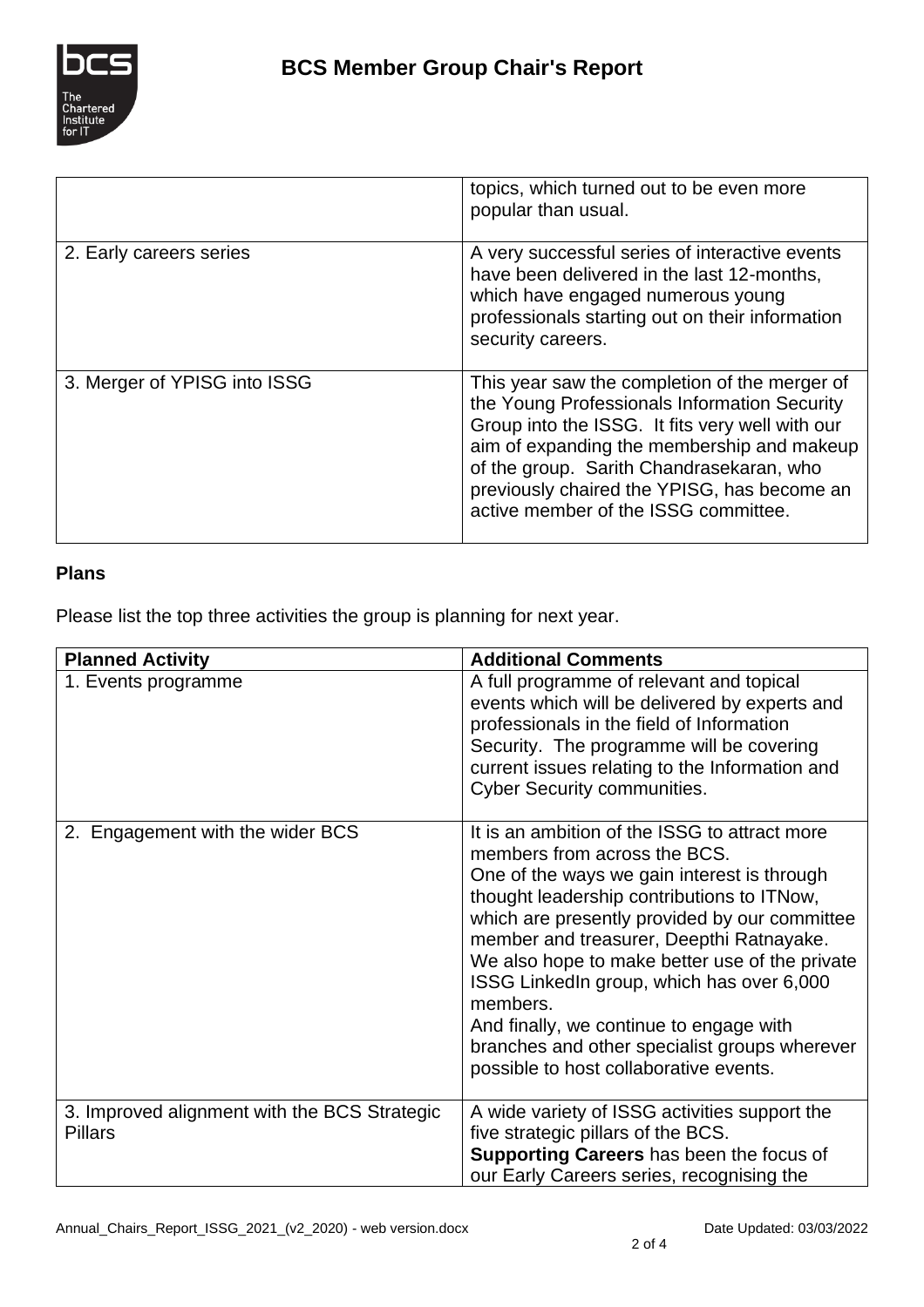|  |  |
|---|---|
|  | topics, which turned out to be even more popular than usual. |
| 2. Early careers series | A very successful series of interactive events have been delivered in the last 12-months, which have engaged numerous young professionals starting out on their information security careers. |
| 3. Merger of YPISG into ISSG | This year saw the completion of the merger of the Young Professionals Information Security Group into the ISSG. It fits very well with our aim of expanding the membership and makeup of the group. Sarith Chandrasekaran, who previously chaired the YPISG, has become an active member of the ISSG committee. |

**Plans**

Please list the top three activities the group is planning for next year.

| **Planned Activity** | **Additional Comments** |
|---|---|
| 1. Events programme | A full programme of relevant and topical events which will be delivered by experts and professionals in the field of Information Security. The programme will be covering current issues relating to the Information and Cyber Security communities. |
| 2. Engagement with the wider BCS | It is an ambition of the ISSG to attract more members from across the BCS.<br>One of the ways we gain interest is through thought leadership contributions to ITNow, which are presently provided by our committee member and treasurer, Deepthi Ratnayake.<br>We also hope to make better use of the private ISSG LinkedIn group, which has over 6,000 members.<br>And finally, we continue to engage with branches and other specialist groups wherever possible to host collaborative events. |
| 3. Improved alignment with the BCS Strategic Pillars | A wide variety of ISSG activities support the five strategic pillars of the BCS.<br>**Supporting Careers** has been the focus of our Early Careers series, recognising the |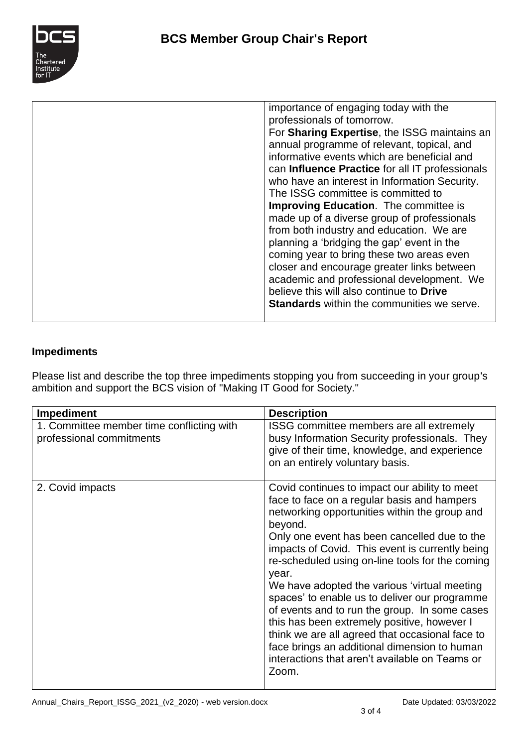| | |
|---|---|
| | importance of engaging today with the professionals of tomorrow.<br>For **Sharing Expertise**, the ISSG maintains an annual programme of relevant, topical, and informative events which are beneficial and can **Influence Practice** for all IT professionals who have an interest in Information Security.<br>The ISSG committee is committed to **Improving Education**. The committee is made up of a diverse group of professionals from both industry and education. We are planning a 'bridging the gap' event in the coming year to bring these two areas even closer and encourage greater links between academic and professional development. We believe this will also continue to **Drive Standards** within the communities we serve. |

### Impediments

Please list and describe the top three impediments stopping you from succeeding in your group's ambition and support the BCS vision of "Making IT Good for Society."

| Impediment | Description |
|---|---|
| 1. Committee member time conflicting with professional commitments | ISSG committee members are all extremely busy Information Security professionals. They give of their time, knowledge, and experience on an entirely voluntary basis. |
| 2. Covid impacts | Covid continues to impact our ability to meet face to face on a regular basis and hampers networking opportunities within the group and beyond.<br>Only one event has been cancelled due to the impacts of Covid. This event is currently being re-scheduled using on-line tools for the coming year.<br>We have adopted the various 'virtual meeting spaces' to enable us to deliver our programme of events and to run the group. In some cases this has been extremely positive, however I think we are all agreed that occasional face to face brings an additional dimension to human interactions that aren't available on Teams or Zoom. |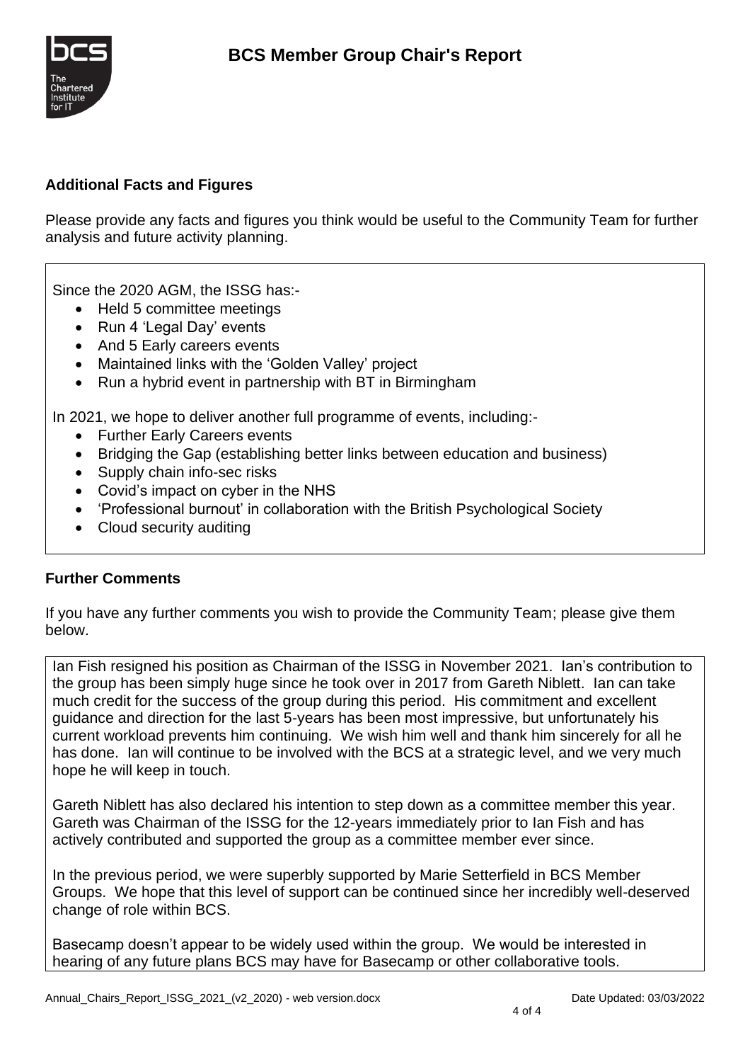## Additional Facts and Figures

Please provide any facts and figures you think would be useful to the Community Team for further analysis and future activity planning.

Since the 2020 AGM, the ISSG has:-

- Held 5 committee meetings
- Run 4 'Legal Day' events
- And 5 Early careers events
- Maintained links with the 'Golden Valley' project
- Run a hybrid event in partnership with BT in Birmingham

In 2021, we hope to deliver another full programme of events, including:-

- Further Early Careers events
- Bridging the Gap (establishing better links between education and business)
- Supply chain info-sec risks
- Covid's impact on cyber in the NHS
- 'Professional burnout' in collaboration with the British Psychological Society
- Cloud security auditing

## Further Comments

If you have any further comments you wish to provide the Community Team; please give them below.

Ian Fish resigned his position as Chairman of the ISSG in November 2021. Ian's contribution to the group has been simply huge since he took over in 2017 from Gareth Niblett. Ian can take much credit for the success of the group during this period. His commitment and excellent guidance and direction for the last 5-years has been most impressive, but unfortunately his current workload prevents him continuing. We wish him well and thank him sincerely for all he has done. Ian will continue to be involved with the BCS at a strategic level, and we very much hope he will keep in touch.

Gareth Niblett has also declared his intention to step down as a committee member this year. Gareth was Chairman of the ISSG for the 12-years immediately prior to Ian Fish and has actively contributed and supported the group as a committee member ever since.

In the previous period, we were superbly supported by Marie Setterfield in BCS Member Groups. We hope that this level of support can be continued since her incredibly well-deserved change of role within BCS.

Basecamp doesn't appear to be widely used within the group. We would be interested in hearing of any future plans BCS may have for Basecamp or other collaborative tools.